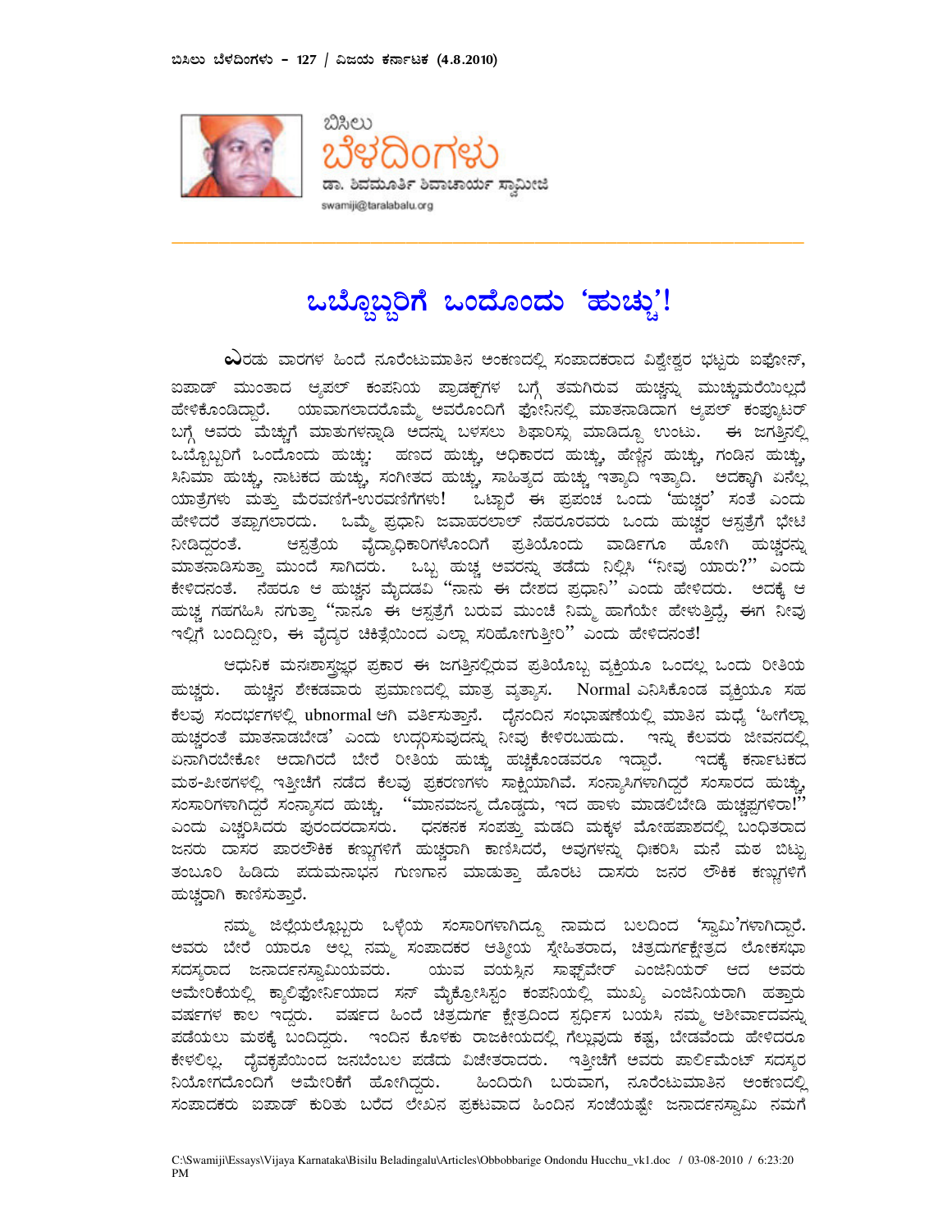ಬಿಸಿಲು ಬೆಳದಿಂಗಳು - 127 / ವಿಜಯ ಕರ್ನಾಟಕ (4.8.2010)

ಬಿಸಿಲು ಬೆಳದಿಂಗಳು

ಡಾ. ಶಿವಮೂರ್ತಿ ಶಿವಾಚಾರ್ಯ ಸ್ವಾಮೀಜಿ

swamiji@taralabalu.org

# ಒಬ್ಬೊಬ್ಬರಿಗೆ ಒಂದೊಂದು 'ಹುಚ್ಚು'!

ಎರಡು ವಾರಗಳ ಹಿಂದೆ ನೂರೆಂಟುಮಾತಿನ ಅಂಕಣದಲ್ಲಿ ಸಂಪಾದಕರಾದ ವಿಶ್ವೇಶ್ವರ ಭಟ್ಟರು ಐಫೋನ್, ಐಪಾಡ್ ಮುಂತಾದ ಆ್ಯಪಲ್ ಕಂಪನಿಯ ಪ್ರಾಡಕ್ಟ್‌ಗಳ ಬಗ್ಗೆ ತಮಗಿರುವ ಹುಚ್ಚನ್ನು ಮುಚ್ಚುಮರೆಯಿಲ್ಲದೆ ಹೇಳಿಕೊಂಡಿದ್ದಾರೆ. ಯಾವಾಗಲಾದರೊಮ್ಮೆ ಅವರೊಂದಿಗೆ ಫೋನಿನಲ್ಲಿ ಮಾತನಾಡಿದಾಗ ಆ್ಯಪಲ್ ಕಂಪ್ಯೂಟರ್ ಬಗ್ಗೆ ಅವರು ಮೆಚ್ಚುಗೆ ಮಾತುಗಳನ್ನಾಡಿ ಅದನ್ನು ಬಳಸಲು ಶಿಫಾರಿಸ್ಸು ಮಾಡಿದ್ದೂ ಉಂಟು. ಈ ಜಗತ್ತಿನಲ್ಲಿ ಒಬ್ಬೊಬ್ಬರಿಗೆ ಒಂದೊಂದು ಹುಚ್ಚು: ಹಣದ ಹುಚ್ಚು, ಅಧಿಕಾರದ ಹುಚ್ಚು, ಹೆಣ್ಣಿನ ಹುಚ್ಚು, ಗಂಡಿನ ಹುಚ್ಚು, ಸಿನಿಮಾ ಹುಚ್ಚು, ನಾಟಕದ ಹುಚ್ಚು, ಸಂಗೀತದ ಹುಚ್ಚು, ಸಾಹಿತ್ಯದ ಹುಚ್ಚು ಇತ್ಯಾದಿ ಇತ್ಯಾದಿ. ಅದಕ್ಕಾಗಿ ಏನೆಲ್ಲ ಯಾತ್ರೆಗಳು ಮತ್ತು ಮೆರವಣಿಗೆ-ಉರವಣಿಗೆಗಳು! ಒಟ್ಟಾರೆ ಈ ಪ್ರಪಂಚ ಒಂದು 'ಹುಚ್ಚರ' ಸಂತೆ ಎಂದು ಹೇಳಿದರೆ ತಪ್ಪಾಗಲಾರದು. ಒಮ್ಮೆ ಪ್ರಧಾನಿ ಜವಾಹರಲಾಲ್ ನೆಹರೂರವರು ಒಂದು ಹುಚ್ಚರ ಆಸ್ಪತ್ರೆಗೆ ಭೇಟಿ ನೀಡಿದ್ದರಂತೆ. ಆಸ್ಪತ್ರೆಯ ವೈದ್ಯಾಧಿಕಾರಿಗಳೊಂದಿಗೆ ಪ್ರತಿಯೊಂದು ವಾರ್ಡಿಗೂ ಹೋಗಿ ಹುಚ್ಚರನ್ನು ಮಾತನಾಡಿಸುತ್ತಾ ಮುಂದೆ ಸಾಗಿದರು. ಒಬ್ಬ ಹುಚ್ಚ ಅವರನ್ನು ತಡೆದು ನಿಲ್ಲಿಸಿ "ನೀವು ಯಾರು?" ಎಂದು ಕೇಳಿದನಂತೆ. ನೆಹರೂ ಆ ಹುಚ್ಚನ ಮೈದಡವಿ "ನಾನು ಈ ದೇಶದ ಪ್ರಧಾನಿ" ಎಂದು ಹೇಳಿದರು. ಅದಕ್ಕೆ ಆ ಹುಚ್ಚ ಗಹಗಹಿಸಿ ನಗುತ್ತಾ "ನಾನೂ ಈ ಆಸ್ಪತ್ರೆಗೆ ಬರುವ ಮುಂಚೆ ನಿಮ್ಮ ಹಾಗೆಯೇ ಹೇಳುತ್ತಿದ್ದೆ, ಈಗ ನೀವು ಇಲ್ಲಿಗೆ ಬಂದಿದ್ದೀರಿ, ಈ ವೈದ್ಯರ ಚಿಕಿತ್ಸೆಯಿಂದ ಎಲ್ಲಾ ಸರಿಹೋಗುತ್ತೀರಿ" ಎಂದು ಹೇಳಿದನಂತೆ!

ಆಧುನಿಕ ಮನಃಶಾಸ್ತ್ರಜ್ಞರ ಪ್ರಕಾರ ಈ ಜಗತ್ತಿನಲ್ಲಿರುವ ಪ್ರತಿಯೊಬ್ಬ ವ್ಯಕ್ತಿಯೂ ಒಂದಲ್ಲ ಒಂದು ರೀತಿಯ ಹುಚ್ಚರು. ಹುಚ್ಚಿನ ಶೇಕಡವಾರು ಪ್ರಮಾಣದಲ್ಲಿ ಮಾತ್ರ ವ್ಯತ್ಯಾಸ. Normal ಎನಿಸಿಕೊಂಡ ವ್ಯಕ್ತಿಯೂ ಸಹ ಕೆಲವು ಸಂದರ್ಭಗಳಲ್ಲಿ ubnormal ಆಗಿ ವರ್ತಿಸುತ್ತಾನೆ. ದೈನಂದಿನ ಸಂಭಾಷಣೆಯಲ್ಲಿ ಮಾತಿನ ಮಧ್ಯೆ 'ಹೀಗೆಲ್ಲಾ ಹುಚ್ಚರಂತೆ ಮಾತನಾಡಬೇಡ' ಎಂದು ಉದ್ಗರಿಸುವುದನ್ನು ನೀವು ಕೇಳಿರಬಹುದು. ಇನ್ನು ಕೆಲವರು ಜೀವನದಲ್ಲಿ ಏನಾಗಿರಬೇಕೋ ಅದಾಗಿರದೆ ಬೇರೆ ರೀತಿಯ ಹುಚ್ಚು ಹಚ್ಚಿಕೊಂಡವರೂ ಇದ್ದಾರೆ. ಇದಕ್ಕೆ ಕರ್ನಾಟಕದ ಮಠ-ಪೀಠಗಳಲ್ಲಿ ಇತ್ತೀಚೆಗೆ ನಡೆದ ಕೆಲವು ಪ್ರಕರಣಗಳು ಸಾಕ್ಷಿಯಾಗಿವೆ. ಸಂನ್ಯಾಸಿಗಳಾಗಿದ್ದರೆ ಸಂಸಾರದ ಹುಚ್ಚು, ಸಂಸಾರಿಗಳಾಗಿದ್ದರೆ ಸಂನ್ಯಾಸದ ಹುಚ್ಚು. "ಮಾನವಜನ್ಮ ದೊಡ್ಡದು, ಇದ ಹಾಳು ಮಾಡಲಿಬೇಡಿ ಹುಚ್ಚಪ್ಪಗಳಿರಾ!" ಎಂದು ಎಚ್ಚರಿಸಿದರು ಪುರಂದರದಾಸರು. ಧನಕನಕ ಸಂಪತ್ತು ಮಡದಿ ಮಕ್ಕಳ ಮೋಹಪಾಶದಲ್ಲಿ ಬಂಧಿತರಾದ ಜನರು ದಾಸರ ಪಾರಲೌಕಿಕ ಕಣ್ಣುಗಳಿಗೆ ಹುಚ್ಚರಾಗಿ ಕಾಣಿಸಿದರೆ, ಅವುಗಳನ್ನು ಧಿಃಕರಿಸಿ ಮನೆ ಮಠ ಬಿಟ್ಟು ತಂಬೂರಿ ಹಿಡಿದು ಪದುಮನಾಭನ ಗುಣಗಾನ ಮಾಡುತ್ತಾ ಹೊರಟ ದಾಸರು ಜನರ ಲೌಕಿಕ ಕಣ್ಣುಗಳಿಗೆ ಹುಚ್ಚರಾಗಿ ಕಾಣಿಸುತ್ತಾರೆ.

ನಮ್ಮ ಜಿಲ್ಲೆಯಲ್ಲೊಬ್ಬರು ಒಳ್ಳೆಯ ಸಂಸಾರಿಗಳಾಗಿದ್ದೂ ನಾಮದ ಬಲದಿಂದ 'ಸ್ವಾಮಿ'ಗಳಾಗಿದ್ದಾರೆ. ಅವರು ಬೇರೆ ಯಾರೂ ಅಲ್ಲ ನಮ್ಮ ಸಂಪಾದಕರ ಆತ್ಮೀಯ ಸ್ನೇಹಿತರಾದ, ಚಿತ್ರದುರ್ಗಕ್ಷೇತ್ರದ ಲೋಕಸಭಾ ಸದಸ್ಯರಾದ ಜನಾರ್ದನಸ್ವಾಮಿಯವರು. ಯುವ ವಯಸ್ಸಿನ ಸಾಫ್ಟ್‌ವೇರ್ ಎಂಜಿನಿಯರ್ ಆದ ಅವರು ಅಮೇರಿಕೆಯಲ್ಲಿ ಕ್ಯಾಲಿಫೋರ್ನಿಯಾದ ಸನ್ ಮೈಕ್ರೋಸಿಸ್ಟಂ ಕಂಪನಿಯಲ್ಲಿ ಮುಖ್ಯ ಎಂಜಿನಿಯರಾಗಿ ಹತ್ತಾರು ವರ್ಷಗಳ ಕಾಲ ಇದ್ದರು. ವರ್ಷದ ಹಿಂದೆ ಚಿತ್ರದುರ್ಗ ಕ್ಷೇತ್ರದಿಂದ ಸ್ಪರ್ಧಿಸ ಬಯಸಿ ನಮ್ಮ ಆಶೀರ್ವಾದವನ್ನು ಪಡೆಯಲು ಮಠಕ್ಕೆ ಬಂದಿದ್ದರು. ಇಂದಿನ ಕೊಳಕು ರಾಜಕೀಯದಲ್ಲಿ ಗೆಲ್ಲುವುದು ಕಷ್ಟ, ಬೇಡವೆಂದು ಹೇಳಿದರೂ ಕೇಳಲಿಲ್ಲ. ದೈವಕೃಪೆಯಿಂದ ಜನಬೆಂಬಲ ಪಡೆದು ವಿಜೇತರಾದರು. ಇತ್ತೀಚೆಗೆ ಅವರು ಪಾರ್ಲಿಮೆಂಟ್ ಸದಸ್ಯರ ನಿಯೋಗದೊಂದಿಗೆ ಅಮೇರಿಕೆಗೆ ಹೋಗಿದ್ದರು. ಹಿಂದಿರುಗಿ ಬರುವಾಗ, ನೂರೆಂಟುಮಾತಿನ ಅಂಕಣದಲ್ಲಿ ಸಂಪಾದಕರು ಐಪಾಡ್ ಕುರಿತು ಬರೆದ ಲೇಖನ ಪ್ರಕಟವಾದ ಹಿಂದಿನ ಸಂಜೆಯಷ್ಟೇ ಜನಾರ್ದನಸ್ವಾಮಿ ನಮಗೆ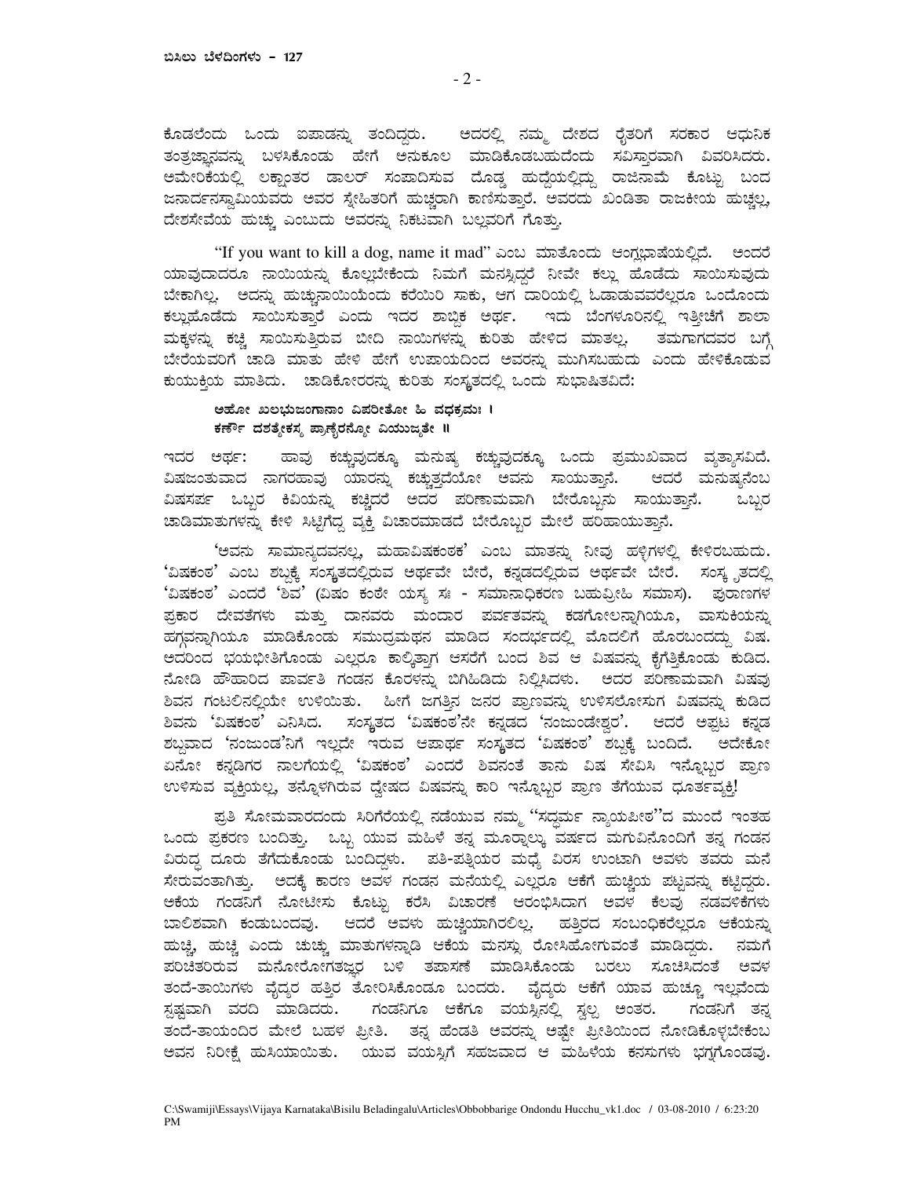ಕೊಡಲೆಂದು ಒಂದು ಐಪಾಡನ್ನು ತಂದಿದ್ದರು. ಅದರಲ್ಲಿ ನಮ್ಮ ದೇಶದ ರೈತರಿಗೆ ಸರಕಾರ ಆಧುನಿಕ ತಂತ್ರಜ್ಞಾನವನ್ನು ಬಳಸಿಕೊಂಡು ಹೇಗೆ ಅನುಕೂಲ ಮಾಡಿಕೊಡಬಹುದೆಂದು ಸವಿಸ್ತಾರವಾಗಿ ವಿವರಿಸಿದರು. ಅಮೇರಿಕೆಯಲ್ಲಿ ಲಕ್ಷಾಂತರ ಡಾಲರ್ ಸಂಪಾದಿಸುವ ದೊಡ್ಡ ಹುದ್ದೆಯಲ್ಲಿದ್ದು ರಾಜೀನಾಮೆ ಕೊಟ್ಟು ಬಂದ ಜನಾರ್ದನಸ್ವಾಮಿಯವರು ಅವರ ಸ್ನೇಹಿತರಿಗೆ ಹುಚ್ಚರಾಗಿ ಕಾಣಿಸುತ್ತಾರೆ. ಅವರದು ಖಂಡಿತಾ ರಾಜಕೀಯ ಹುಚ್ಚಲ್ಲ, ದೇಶಸೇವೆಯ ಹುಚ್ಚು ಎಂಬುದು ಅವರನ್ನು ನಿಕಟವಾಗಿ ಬಲ್ಲವರಿಗೆ ಗೊತ್ತು.

"If you want to kill a dog, name it mad" ಎಂಬ ಮಾತೊಂದು ಆಂಗ್ಲಭಾಷೆಯಲ್ಲಿದೆ. ಅಂದರೆ ಯಾವುದಾದರೂ ನಾಯಿಯನ್ನು ಕೊಲ್ಲಬೇಕೆಂದು ನಿಮಗೆ ಮನಸ್ಸಿದ್ದರೆ ನೀವೇ ಕಲ್ಲು ಹೊಡೆದು ಸಾಯಿಸುವುದು ಬೇಕಾಗಿಲ್ಲ, ಅದನ್ನು ಹುಚ್ಚುನಾಯಿಯೆಂದು ಕರೆಯಿರಿ ಸಾಕು, ಆಗ ದಾರಿಯಲ್ಲಿ ಓಡಾಡುವವರೆಲ್ಲರೂ ಒಂದೊಂದು ಕಲ್ಲುಹೊಡೆದು ಸಾಯಿಸುತ್ತಾರೆ ಎಂದು ಇದರ ಶಾಬ್ದಿಕ ಅರ್ಥ. ಇದು ಬೆಂಗಳೂರಿನಲ್ಲಿ ಇತ್ತೀಚೆಗೆ ಶಾಲಾ ಮಕ್ಕಳನ್ನು ಕಚ್ಚಿ ಸಾಯಿಸುತ್ತಿರುವ ಬೀದಿ ನಾಯಿಗಳನ್ನು ಕುರಿತು ಹೇಳಿದ ಮಾತಲ್ಲ. ತಮಗಾಗದವರ ಬಗ್ಗೆ ಬೇರೆಯವರಿಗೆ ಚಾಡಿ ಮಾತು ಹೇಳಿ ಹೇಗೆ ಉಪಾಯದಿಂದ ಅವರನ್ನು ಮುಗಿಸಬಹುದು ಎಂದು ಹೇಳಿಕೊಡುವ ಕುಯುಕ್ತಿಯ ಮಾತಿದು. ಚಾಡಿಕೋರರನ್ನು ಕುರಿತು ಸಂಸ್ಕೃತದಲ್ಲಿ ಒಂದು ಸುಭಾಷಿತವಿದೆ:

**ಅಹೋ ಖಲಭುಜಂಗಾನಾಂ ವಿಪರೀತೋ ಹಿ ವಧಕ್ರಮಃ ।**
**ಕರ್ಣೌ ದಶತ್ಯೇಕಸ್ಯ ಪ್ರಾಣೈರನ್ಯೋ ವಿಯುಜ್ಯತೇ ॥**

ಇದರ ಅರ್ಥ: ಹಾವು ಕಚ್ಚುವುದಕ್ಕೂ ಮನುಷ್ಯ ಕಚ್ಚುವುದಕ್ಕೂ ಒಂದು ಪ್ರಮುಖವಾದ ವ್ಯತ್ಯಾಸವಿದೆ. ವಿಷಜಂತುವಾದ ನಾಗರಹಾವು ಯಾರನ್ನು ಕಚ್ಚುತ್ತದೆಯೋ ಅವನು ಸಾಯುತ್ತಾನೆ. ಆದರೆ ಮನುಷ್ಯನೆಂಬ ವಿಷಸರ್ಪ ಒಬ್ಬರ ಕಿವಿಯನ್ನು ಕಚ್ಚಿದರೆ ಅದರ ಪರಿಣಾಮವಾಗಿ ಬೇರೊಬ್ಬನು ಸಾಯುತ್ತಾನೆ. ಒಬ್ಬರ ಚಾಡಿಮಾತುಗಳನ್ನು ಕೇಳಿ ಸಿಟ್ಟಿಗೆದ್ದ ವ್ಯಕ್ತಿ ವಿಚಾರಮಾಡದೆ ಬೇರೊಬ್ಬರ ಮೇಲೆ ಹರಿಹಾಯುತ್ತಾನೆ.

'ಅವನು ಸಾಮಾನ್ಯದವನಲ್ಲ, ಮಹಾವಿಷಕಂಠಕ' ಎಂಬ ಮಾತನ್ನು ನೀವು ಹಳ್ಳಿಗಳಲ್ಲಿ ಕೇಳಿರಬಹುದು. 'ವಿಷಕಂಠ' ಎಂಬ ಶಬ್ದಕ್ಕೆ ಸಂಸ್ಕೃತದಲ್ಲಿರುವ ಅರ್ಥವೇ ಬೇರೆ, ಕನ್ನಡದಲ್ಲಿರುವ ಅರ್ಥವೇ ಬೇರೆ. ಸಂಸ್ಕೃತದಲ್ಲಿ 'ವಿಷಕಂಠ' ಎಂದರೆ 'ಶಿವ' (ವಿಷಂ ಕಂಠೇ ಯಸ್ಯ ಸಃ - ಸಮಾನಾಧಿಕರಣ ಬಹುವ್ರೀಹಿ ಸಮಾಸ). ಪುರಾಣಗಳ ಪ್ರಕಾರ ದೇವತೆಗಳು ಮತ್ತು ದಾನವರು ಮಂದಾರ ಪರ್ವತವನ್ನು ಕಡಗೋಲನ್ನಾಗಿಯೂ, ವಾಸುಕಿಯನ್ನು ಹಗ್ಗವನ್ನಾಗಿಯೂ ಮಾಡಿಕೊಂಡು ಸಮುದ್ರಮಥನ ಮಾಡಿದ ಸಂದರ್ಭದಲ್ಲಿ ಮೊದಲಿಗೆ ಹೊರಬಂದದ್ದು ವಿಷ. ಅದರಿಂದ ಭಯಭೀತಿಗೊಂಡು ಎಲ್ಲರೂ ಕಾಲ್ಕಿತ್ತಾಗ ಆಸರೆಗೆ ಬಂದ ಶಿವ ಆ ವಿಷವನ್ನು ಕೈಗೆತ್ತಿಕೊಂಡು ಕುಡಿದ. ನೋಡಿ ಹೌಹಾರಿದ ಪಾರ್ವತಿ ಗಂಡನ ಕೊರಳನ್ನು ಬಿಗಿಹಿಡಿದು ನಿಲ್ಲಿಸಿದಳು. ಅದರ ಪರಿಣಾಮವಾಗಿ ವಿಷವು ಶಿವನ ಗಂಟಲಿನಲ್ಲಿಯೇ ಉಳಿಯಿತು. ಹೀಗೆ ಜಗತ್ತಿನ ಜನರ ಪ್ರಾಣವನ್ನು ಉಳಿಸಲೋಸುಗ ವಿಷವನ್ನು ಕುಡಿದ ಶಿವನು 'ವಿಷಕಂಠ' ಎನಿಸಿದ. ಸಂಸ್ಕೃತದ 'ವಿಷಕಂಠ'ನೇ ಕನ್ನಡದ 'ನಂಜುಂಡೇಶ್ವರ'. ಆದರೆ ಅಪ್ಪಟ ಕನ್ನಡ ಶಬ್ದವಾದ 'ನಂಜುಂಡ'ನಿಗೆ ಇಲ್ಲದೇ ಇರುವ ಅಪಾರ್ಥ ಸಂಸ್ಕೃತದ 'ವಿಷಕಂಠ' ಶಬ್ದಕ್ಕೆ ಬಂದಿದೆ. ಅದೇಕೋ ಏನೋ ಕನ್ನಡಿಗರ ನಾಲಗೆಯಲ್ಲಿ 'ವಿಷಕಂಠ' ಎಂದರೆ ಶಿವನಂತೆ ತಾನು ವಿಷ ಸೇವಿಸಿ ಇನ್ನೊಬ್ಬರ ಪ್ರಾಣ ಉಳಿಸುವ ವ್ಯಕ್ತಿಯಲ್ಲ, ತನ್ನೊಳಗಿರುವ ದ್ವೇಷದ ವಿಷವನ್ನು ಕಾರಿ ಇನ್ನೊಬ್ಬರ ಪ್ರಾಣ ತೆಗೆಯುವ ಧೂರ್ತವ್ಯಕ್ತಿ!

ಪ್ರತಿ ಸೋಮವಾರದಂದು ಸಿರಿಗೆರೆಯಲ್ಲಿ ನಡೆಯುವ ನಮ್ಮ "ಸದ್ಧರ್ಮ ನ್ಯಾಯಪೀಠ"ದ ಮುಂದೆ ಇಂತಹ ಒಂದು ಪ್ರಕರಣ ಬಂದಿತ್ತು. ಒಬ್ಬ ಯುವ ಮಹಿಳೆ ತನ್ನ ಮೂರ್‍ನಾಲ್ಕು ವರ್ಷದ ಮಗುವಿನೊಂದಿಗೆ ತನ್ನ ಗಂಡನ ವಿರುದ್ಧ ದೂರು ತೆಗೆದುಕೊಂಡು ಬಂದಿದ್ದಳು. ಪತಿ-ಪತ್ನಿಯರ ಮಧ್ಯೆ ವಿರಸ ಉಂಟಾಗಿ ಅವಳು ತವರು ಮನೆ ಸೇರುವಂತಾಗಿತ್ತು. ಅದಕ್ಕೆ ಕಾರಣ ಅವಳ ಗಂಡನ ಮನೆಯಲ್ಲಿ ಎಲ್ಲರೂ ಆಕೆಗೆ ಹುಚ್ಚಿಯ ಪಟ್ಟವನ್ನು ಕಟ್ಟಿದ್ದರು. ಆಕೆಯ ಗಂಡನಿಗೆ ನೋಟೀಸು ಕೊಟ್ಟು ಕರೆಸಿ ವಿಚಾರಣೆ ಆರಂಭಿಸಿದಾಗ ಅವಳ ಕೆಲವು ನಡವಳಿಕೆಗಳು ಬಾಲಿಶವಾಗಿ ಕಂಡುಬಂದವು. ಆದರೆ ಅವಳು ಹುಚ್ಚಿಯಾಗಿರಲಿಲ್ಲ. ಹತ್ತಿರದ ಸಂಬಂಧಿಕರೆಲ್ಲರೂ ಆಕೆಯನ್ನು ಹುಚ್ಚಿ, ಹುಚ್ಚಿ ಎಂದು ಚುಚ್ಚು ಮಾತುಗಳನ್ನಾಡಿ ಆಕೆಯ ಮನಸ್ಸು ರೋಸಿಹೋಗುವಂತೆ ಮಾಡಿದ್ದರು. ನಮಗೆ ಪರಿಚಿತರಿರುವ ಮನೋರೋಗತಜ್ಞರ ಬಳಿ ತಪಾಸಣೆ ಮಾಡಿಸಿಕೊಂಡು ಬರಲು ಸೂಚಿಸಿದಂತೆ ಅವಳ ತಂದೆ-ತಾಯಿಗಳು ವೈದ್ಯರ ಹತ್ತಿರ ತೋರಿಸಿಕೊಂಡೂ ಬಂದರು. ವೈದ್ಯರು ಆಕೆಗೆ ಯಾವ ಹುಚ್ಚೂ ಇಲ್ಲವೆಂದು ಸ್ಪಷ್ಟವಾಗಿ ವರದಿ ಮಾಡಿದರು. ಗಂಡನಿಗೂ ಆಕೆಗೂ ವಯಸ್ಸಿನಲ್ಲಿ ಸ್ವಲ್ಪ ಅಂತರ. ಗಂಡನಿಗೆ ತನ್ನ ತಂದೆ-ತಾಯಂದಿರ ಮೇಲೆ ಬಹಳ ಪ್ರೀತಿ. ತನ್ನ ಹೆಂಡತಿ ಅವರನ್ನು ಅಷ್ಟೇ ಪ್ರೀತಿಯಿಂದ ನೋಡಿಕೊಳ್ಳಬೇಕೆಂಬ ಅವನ ನಿರೀಕ್ಷೆ ಹುಸಿಯಾಯಿತು. ಯುವ ವಯಸ್ಸಿಗೆ ಸಹಜವಾದ ಆ ಮಹಿಳೆಯ ಕನಸುಗಳು ಭಗ್ನಗೊಂಡವು.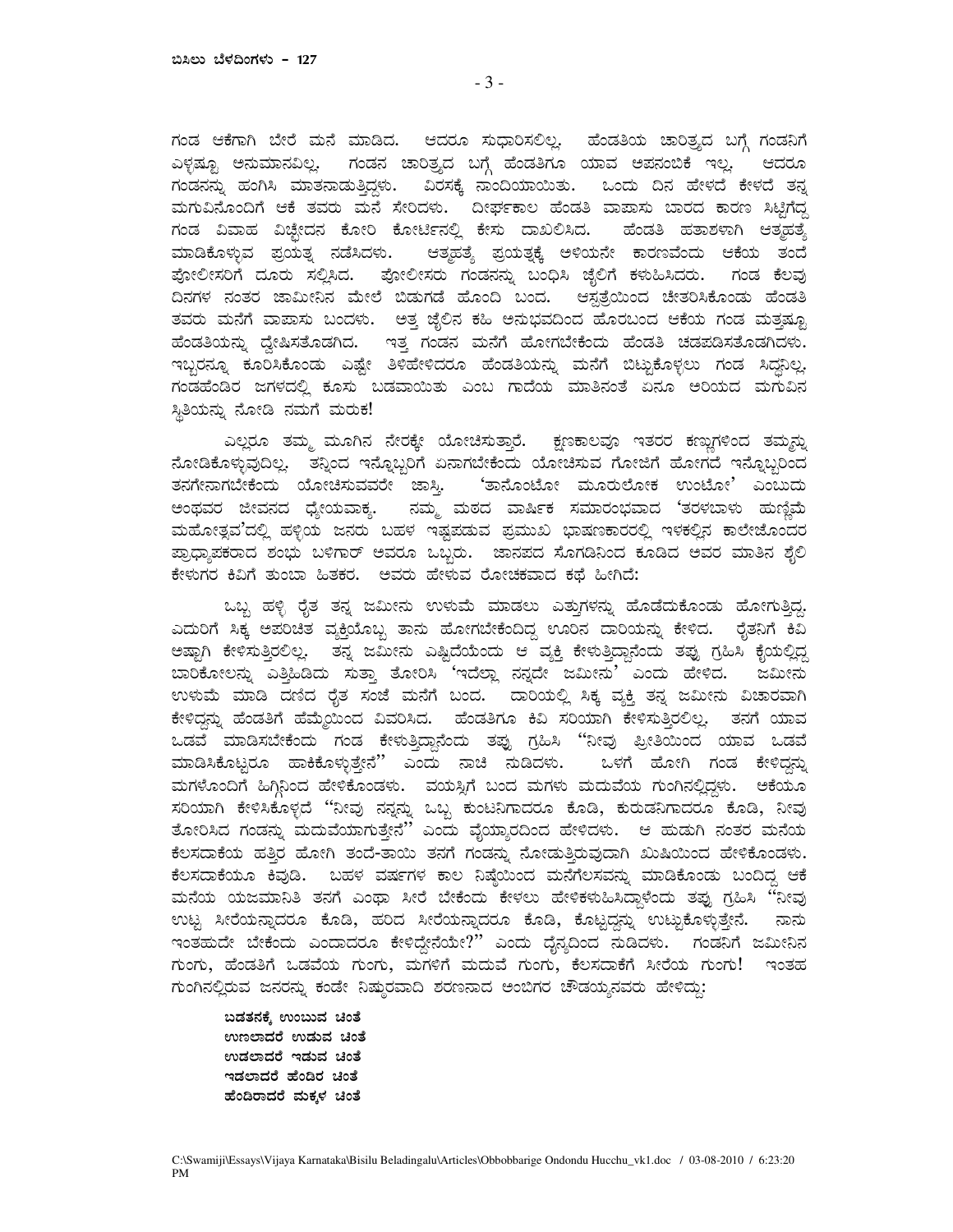ಗಂಡ ಆಕೆಗಾಗಿ ಬೇರೆ ಮನೆ ಮಾಡಿದ. ಆದರೂ ಸುಧಾರಿಸಲಿಲ್ಲ. ಹೆಂಡತಿಯ ಚಾರಿತ್ರ್ಯದ ಬಗ್ಗೆ ಗಂಡನಿಗೆ ಎಳ್ಳಷ್ಟೂ ಅನುಮಾನವಿಲ್ಲ. ಗಂಡನ ಚಾರಿತ್ರ್ಯದ ಬಗ್ಗೆ ಹೆಂಡತಿಗೂ ಯಾವ ಅಪನಂಬಿಕೆ ಇಲ್ಲ. ಆದರೂ ಗಂಡನನ್ನು ಹಂಗಿಸಿ ಮಾತನಾಡುತ್ತಿದ್ದಳು. ವಿರಸಕ್ಕೆ ನಾಂದಿಯಾಯಿತು. ಒಂದು ದಿನ ಹೇಳದೆ ಕೇಳದೆ ತನ್ನ ಮಗುವಿನೊಂದಿಗೆ ಆಕೆ ತವರು ಮನೆ ಸೇರಿದಳು. ದೀರ್ಘಕಾಲ ಹೆಂಡತಿ ವಾಪಾಸು ಬಾರದ ಕಾರಣ ಸಿಟ್ಟಿಗೆದ್ದ ಗಂಡ ವಿವಾಹ ವಿಚ್ಛೇದನ ಕೋರಿ ಕೋರ್ಟಿನಲ್ಲಿ ಕೇಸು ದಾಖಲಿಸಿದ. ಹೆಂಡತಿ ಹತಾಶಳಾಗಿ ಆತ್ಮಹತ್ಯೆ ಮಾಡಿಕೊಳ್ಳುವ ಪ್ರಯತ್ನ ನಡೆಸಿದಳು. ಆತ್ಮಹತ್ಯೆ ಪ್ರಯತ್ನಕ್ಕೆ ಅಳಿಯನೇ ಕಾರಣವೆಂದು ಆಕೆಯ ತಂದೆ ಪೋಲೀಸರಿಗೆ ದೂರು ಸಲ್ಲಿಸಿದ. ಪೋಲೀಸರು ಗಂಡನನ್ನು ಬಂಧಿಸಿ ಜೈಲಿಗೆ ಕಳುಹಿಸಿದರು. ಗಂಡ ಕೆಲವು ದಿನಗಳ ನಂತರ ಜಾಮೀನಿನ ಮೇಲೆ ಬಿಡುಗಡೆ ಹೊಂದಿ ಬಂದ. ಆಸ್ಪತ್ರೆಯಿಂದ ಚೇತರಿಸಿಕೊಂಡು ಹೆಂಡತಿ ತವರು ಮನೆಗೆ ವಾಪಾಸು ಬಂದಳು. ಅತ್ತ ಜೈಲಿನ ಕಹಿ ಅನುಭವದಿಂದ ಹೊರಬಂದ ಆಕೆಯ ಗಂಡ ಮತ್ತಷ್ಟು ಹೆಂಡತಿಯನ್ನು ದ್ವೇಷಿಸತೊಡಗಿದ. ಇತ್ತ ಗಂಡನ ಮನೆಗೆ ಹೋಗಬೇಕೆಂದು ಹೆಂಡತಿ ಚಡಪಡಿಸತೊಡಗಿದಳು. ಇಬ್ಬರನ್ನೂ ಕೂರಿಸಿಕೊಂಡು ಎಷ್ಟೇ ತಿಳಿಹೇಳಿದರೂ ಹೆಂಡತಿಯನ್ನು ಮನೆಗೆ ಬಿಟ್ಟುಕೊಳ್ಳಲು ಗಂಡ ಸಿದ್ಧನಿಲ್ಲ. ಗಂಡಹೆಂಡಿರ ಜಗಳದಲ್ಲಿ ಕೂಸು ಬಡವಾಯಿತು ಎಂಬ ಗಾದೆಯ ಮಾತಿನಂತೆ ಏನೂ ಅರಿಯದ ಮಗುವಿನ ಸ್ಥಿತಿಯನ್ನು ನೋಡಿ ನಮಗೆ ಮರುಕ!

ಎಲ್ಲರೂ ತಮ್ಮ ಮೂಗಿನ ನೇರಕ್ಕೇ ಯೋಚಿಸುತ್ತಾರೆ. ಕ್ಷಣಕಾಲವೂ ಇತರರ ಕಣ್ಣುಗಳಿಂದ ತಮ್ಮನ್ನು ನೋಡಿಕೊಳ್ಳುವುದಿಲ್ಲ. ತನ್ನಿಂದ ಇನ್ನೊಬ್ಬರಿಗೆ ಏನಾಗಬೇಕೆಂದು ಯೋಚಿಸುವ ಗೋಜಿಗೆ ಹೋಗದೆ ಇನ್ನೊಬ್ಬರಿಂದ ತನಗೇನಾಗಬೇಕೆಂದು ಯೋಚಿಸುವವರೇ ಜಾಸ್ತಿ. 'ತಾನೊಂಟೋ ಮೂರುಲೋಕ ಉಂಟೋ' ಎಂಬುದು ಅಂಥವರ ಜೀವನದ ಧ್ಯೇಯವಾಕ್ಯ. ನಮ್ಮ ಮಠದ ವಾರ್ಷಿಕ ಸಮಾರಂಭವಾದ 'ತರಳಬಾಳು ಹುಣ್ಣಿಮೆ ಮಹೋತ್ಸವ'ದಲ್ಲಿ ಹಳ್ಳಿಯ ಜನರು ಬಹಳ ಇಷ್ಟಪಡುವ ಪ್ರಮುಖ ಭಾಷಣಕಾರರಲ್ಲಿ ಇಳಕಲ್ಲಿನ ಕಾಲೇಜೊಂದರ ಪ್ರಾಧ್ಯಾಪಕರಾದ ಶಂಭು ಬಳಿಗಾರ್ ಅವರೂ ಒಬ್ಬರು. ಜಾನಪದ ಸೊಗಡಿನಿಂದ ಕೂಡಿದ ಅವರ ಮಾತಿನ ಶೈಲಿ ಕೇಳುಗರ ಕಿವಿಗೆ ತುಂಬಾ ಹಿತಕರ. ಅವರು ಹೇಳುವ ರೋಚಕವಾದ ಕಥೆ ಹೀಗಿದೆ:

ಒಬ್ಬ ಹಳ್ಳಿ ರೈತ ತನ್ನ ಜಮೀನು ಉಳುಮೆ ಮಾಡಲು ಎತ್ತುಗಳನ್ನು ಹೊಡೆದುಕೊಂಡು ಹೋಗುತ್ತಿದ್ದ. ಎದುರಿಗೆ ಸಿಕ್ಕ ಅಪರಿಚಿತ ವ್ಯಕ್ತಿಯೊಬ್ಬ ತಾನು ಹೋಗಬೇಕೆಂದಿದ್ದ ಊರಿನ ದಾರಿಯನ್ನು ಕೇಳಿದ. ರೈತನಿಗೆ ಕಿವಿ ಅಷ್ಟಾಗಿ ಕೇಳಿಸುತ್ತಿರಲಿಲ್ಲ. ತನ್ನ ಜಮೀನು ಎಷ್ಟಿದೆಯೆಂದು ಆ ವ್ಯಕ್ತಿ ಕೇಳುತ್ತಿದ್ದಾನೆಂದು ತಪ್ಪು ಗ್ರಹಿಸಿ ಕೈಯಲ್ಲಿದ್ದ ಬಾರಿಕೋಲನ್ನು ಎತ್ತಿಹಿಡಿದು ಸುತ್ತಾ ತೋರಿಸಿ 'ಇದೆಲ್ಲಾ ನನ್ನದೇ ಜಮೀನು' ಎಂದು ಹೇಳಿದ. ಜಮೀನು ಉಳುಮೆ ಮಾಡಿ ದಣಿದ ರೈತ ಸಂಜೆ ಮನೆಗೆ ಬಂದ. ದಾರಿಯಲ್ಲಿ ಸಿಕ್ಕ ವ್ಯಕ್ತಿ ತನ್ನ ಜಮೀನು ವಿಚಾರವಾಗಿ ಕೇಳಿದ್ದನ್ನು ಹೆಂಡತಿಗೆ ಹೆಮ್ಮೆಯಿಂದ ವಿವರಿಸಿದ. ಹೆಂಡತಿಗೂ ಕಿವಿ ಸರಿಯಾಗಿ ಕೇಳಿಸುತ್ತಿರಲಿಲ್ಲ. ತನಗೆ ಯಾವ ಒಡವೆ ಮಾಡಿಸಬೇಕೆಂದು ಗಂಡ ಕೇಳುತ್ತಿದ್ದಾನೆಂದು ತಪ್ಪು ಗ್ರಹಿಸಿ "ನೀವು ಪ್ರೀತಿಯಿಂದ ಯಾವ ಒಡವೆ ಮಾಡಿಸಿಕೊಟ್ಟರೂ ಹಾಕಿಕೊಳ್ಳುತ್ತೇನೆ" ಎಂದು ನಾಚಿ ನುಡಿದಳು. ಒಳಗೆ ಹೋಗಿ ಗಂಡ ಕೇಳಿದ್ದನ್ನು ಮಗಳೊಂದಿಗೆ ಹಿಗ್ಗಿನಿಂದ ಹೇಳಿಕೊಂಡಳು. ವಯಸ್ಸಿಗೆ ಬಂದ ಮಗಳು ಮದುವೆಯ ಗುಂಗಿನಲ್ಲಿದ್ದಳು. ಆಕೆಯೂ ಸರಿಯಾಗಿ ಕೇಳಿಸಿಕೊಳ್ಳದೆ "ನೀವು ನನ್ನನ್ನು ಒಬ್ಬ ಕುಂಟನಿಗಾದರೂ ಕೊಡಿ, ಕುರುಡನಿಗಾದರೂ ಕೊಡಿ, ನೀವು ತೋರಿಸಿದ ಗಂಡನ್ನು ಮದುವೆಯಾಗುತ್ತೇನೆ" ಎಂದು ವೈಯ್ಯಾರದಿಂದ ಹೇಳಿದಳು. ಆ ಹುಡುಗಿ ನಂತರ ಮನೆಯ ಕೆಲಸದಾಕೆಯ ಹತ್ತಿರ ಹೋಗಿ ತಂದೆ-ತಾಯಿ ತನಗೆ ಗಂಡನ್ನು ನೋಡುತ್ತಿರುವುದಾಗಿ ಖುಷಿಯಿಂದ ಹೇಳಿಕೊಂಡಳು. ಕೆಲಸದಾಕೆಯೂ ಕಿವುಡಿ. ಬಹಳ ವರ್ಷಗಳ ಕಾಲ ನಿಷ್ಠೆಯಿಂದ ಮನೆಗೆಲಸವನ್ನು ಮಾಡಿಕೊಂಡು ಬಂದಿದ್ದ ಆಕೆ ಮನೆಯ ಯಜಮಾನಿತಿ ತನಗೆ ಎಂಥಾ ಸೀರೆ ಬೇಕೆಂದು ಕೇಳಲು ಹೇಳಿಕಳುಹಿಸಿದ್ದಾಳೆಂದು ತಪ್ಪು ಗ್ರಹಿಸಿ "ನೀವು ಉಟ್ಟ ಸೀರೆಯನ್ನಾದರೂ ಕೊಡಿ, ಹರಿದ ಸೀರೆಯನ್ನಾದರೂ ಕೊಡಿ, ಕೊಟ್ಟದ್ದನ್ನು ಉಟ್ಟುಕೊಳ್ಳುತ್ತೇನೆ. ನಾನು ಇಂತಹುದೇ ಬೇಕೆಂದು ಎಂದಾದರೂ ಕೇಳಿದ್ದೇನೆಯೇ?" ಎಂದು ದೈನ್ಯದಿಂದ ನುಡಿದಳು. ಗಂಡನಿಗೆ ಜಮೀನಿನ ಗುಂಗು, ಹೆಂಡತಿಗೆ ಒಡವೆಯ ಗುಂಗು, ಮಗಳಿಗೆ ಮದುವೆ ಗುಂಗು, ಕೆಲಸದಾಕೆಗೆ ಸೀರೆಯ ಗುಂಗು! ಇಂತಹ ಗುಂಗಿನಲ್ಲಿರುವ ಜನರನ್ನು ಕಂಡೇ ನಿಷ್ಠುರವಾದಿ ಶರಣನಾದ ಅಂಬಿಗರ ಚೌಡಯ್ಯನವರು ಹೇಳಿದ್ದು:

**ಬಡತನಕ್ಕೆ ಉಂಬುವ ಚಿಂತೆ**
**ಉಣಲಾದರೆ ಉಡುವ ಚಿಂತೆ**
**ಉಡಲಾದರೆ ಇಡುವ ಚಿಂತೆ**
**ಇಡಲಾದರೆ ಹೆಂಡಿರ ಚಿಂತೆ**
**ಹೆಂಡಿರಾದರೆ ಮಕ್ಕಳ ಚಿಂತೆ**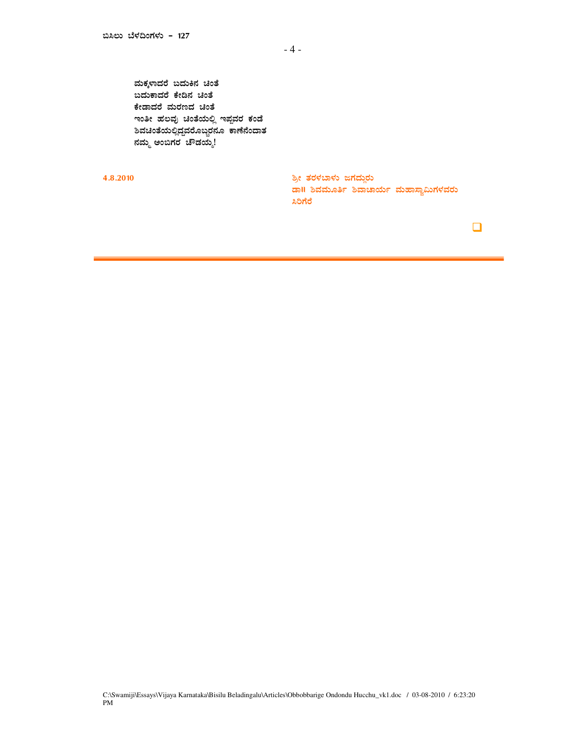ಮಕ್ಕಳಾದರೆ ಬದುಕಿನ ಚಿಂತೆ
ಬದುಕಾದರೆ ಕೇಡಿನ ಚಿಂತೆ
ಕೇಡಾದರೆ ಮರಣದ ಚಿಂತೆ
ಇಂತೀ ಹಲವು ಚಿಂತೆಯಲ್ಲಿ ಇಪ್ಪವರ ಕಂಡೆ
ಶಿವಚಿಂತೆಯಲ್ಲಿದ್ದವರೊಬ್ಬರನೂ ಕಾಣೆನೆಂದಾತ
ನಮ್ಮ ಅಂಬಿಗರ ಚೌಡಯ್ಯ!

4.8.2010

ಶ್ರೀ ತರಳಬಾಳು ಜಗದ್ಗುರು
ಡಾ|| ಶಿವಮೂರ್ತಿ ಶಿವಾಚಾರ್ಯ ಮಹಾಸ್ವಾಮಿಗಳವರು
ಸಿರಿಗೆರೆ

❑

C:\Swamiji\Essays\Vijaya Karnataka\Bisilu Beladingalu\Articles\Obbobbarige Ondondu Hucchu_vk1.doc / 03-08-2010 / 6:23:20 PM